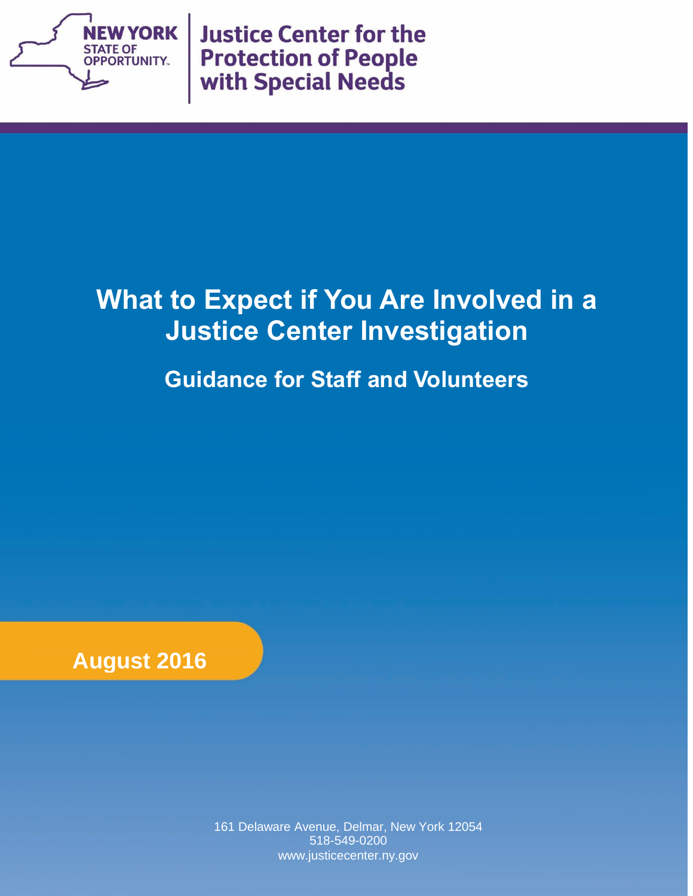NEW YORK STATE OF OPPORTUNITY.

Justice Center for the Protection of People with Special Needs

# What to Expect if You Are Involved in a Justice Center Investigation

## Guidance for Staff and Volunteers

**August 2016**

161 Delaware Avenue, Delmar, New York 12054
518-549-0200
www.justicecenter.ny.gov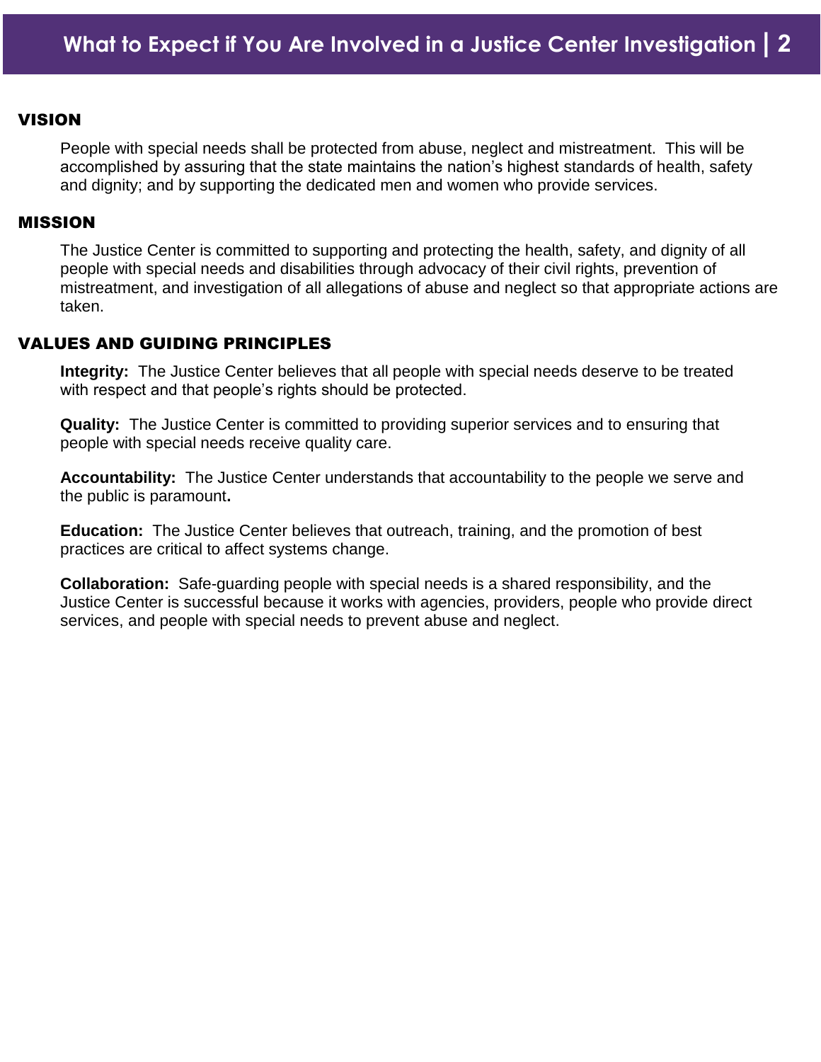## VISION

People with special needs shall be protected from abuse, neglect and mistreatment. This will be accomplished by assuring that the state maintains the nation's highest standards of health, safety and dignity; and by supporting the dedicated men and women who provide services.

## MISSION

The Justice Center is committed to supporting and protecting the health, safety, and dignity of all people with special needs and disabilities through advocacy of their civil rights, prevention of mistreatment, and investigation of all allegations of abuse and neglect so that appropriate actions are taken.

## VALUES AND GUIDING PRINCIPLES

**Integrity:** The Justice Center believes that all people with special needs deserve to be treated with respect and that people's rights should be protected.

**Quality:** The Justice Center is committed to providing superior services and to ensuring that people with special needs receive quality care.

**Accountability:** The Justice Center understands that accountability to the people we serve and the public is paramount**.**

**Education:** The Justice Center believes that outreach, training, and the promotion of best practices are critical to affect systems change.

**Collaboration:** Safe-guarding people with special needs is a shared responsibility, and the Justice Center is successful because it works with agencies, providers, people who provide direct services, and people with special needs to prevent abuse and neglect.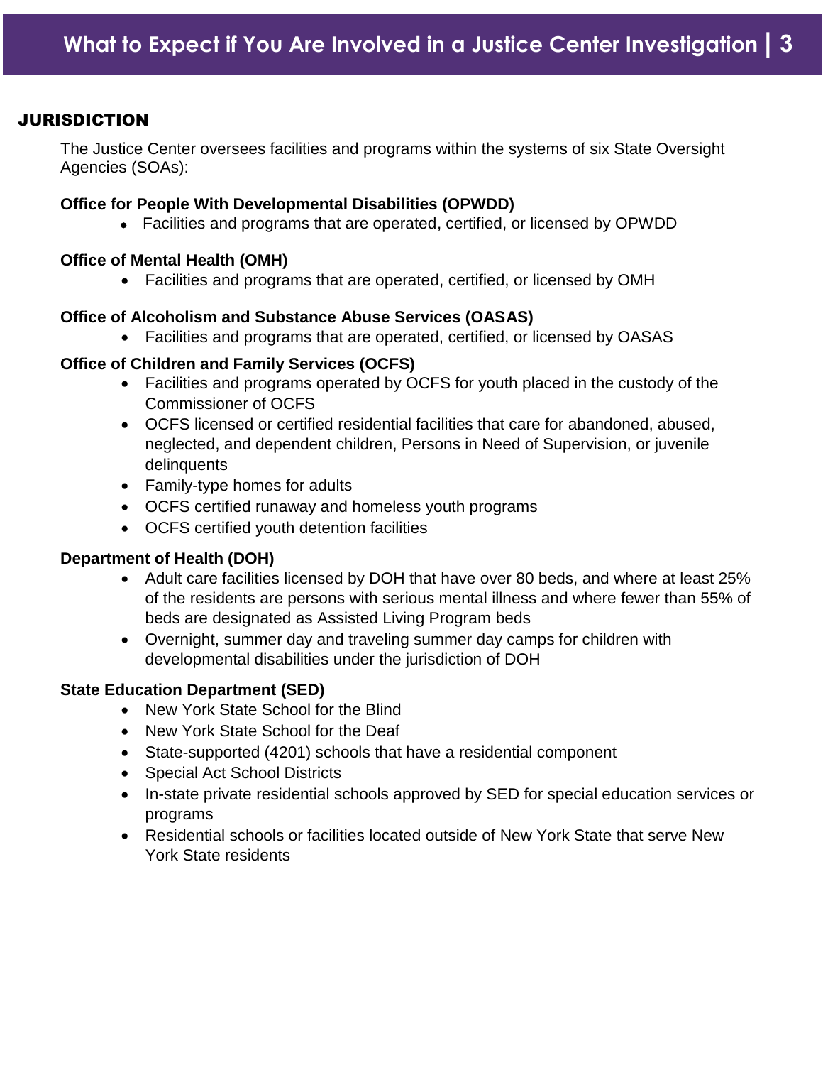## JURISDICTION

The Justice Center oversees facilities and programs within the systems of six State Oversight Agencies (SOAs):

**Office for People With Developmental Disabilities (OPWDD)**

- Facilities and programs that are operated, certified, or licensed by OPWDD

**Office of Mental Health (OMH)**

- Facilities and programs that are operated, certified, or licensed by OMH

**Office of Alcoholism and Substance Abuse Services (OASAS)**

- Facilities and programs that are operated, certified, or licensed by OASAS

**Office of Children and Family Services (OCFS)**

- Facilities and programs operated by OCFS for youth placed in the custody of the Commissioner of OCFS
- OCFS licensed or certified residential facilities that care for abandoned, abused, neglected, and dependent children, Persons in Need of Supervision, or juvenile delinquents
- Family-type homes for adults
- OCFS certified runaway and homeless youth programs
- OCFS certified youth detention facilities

**Department of Health (DOH)**

- Adult care facilities licensed by DOH that have over 80 beds, and where at least 25% of the residents are persons with serious mental illness and where fewer than 55% of beds are designated as Assisted Living Program beds
- Overnight, summer day and traveling summer day camps for children with developmental disabilities under the jurisdiction of DOH

**State Education Department (SED)**

- New York State School for the Blind
- New York State School for the Deaf
- State-supported (4201) schools that have a residential component
- Special Act School Districts
- In-state private residential schools approved by SED for special education services or programs
- Residential schools or facilities located outside of New York State that serve New York State residents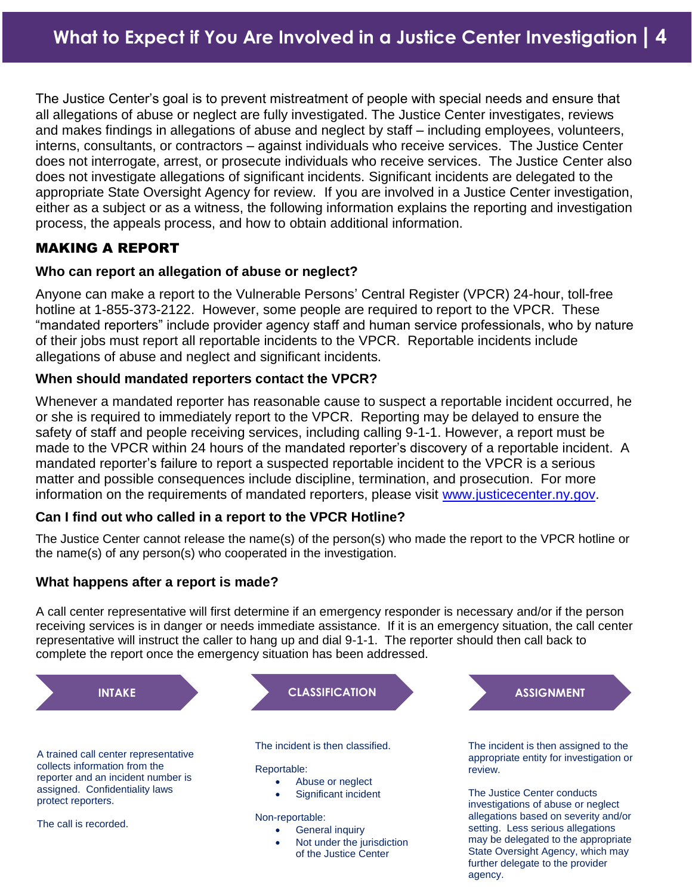# What to Expect if You Are Involved in a Justice Center Investigation

The Justice Center's goal is to prevent mistreatment of people with special needs and ensure that all allegations of abuse or neglect are fully investigated. The Justice Center investigates, reviews and makes findings in allegations of abuse and neglect by staff – including employees, volunteers, interns, consultants, or contractors – against individuals who receive services. The Justice Center does not interrogate, arrest, or prosecute individuals who receive services. The Justice Center also does not investigate allegations of significant incidents. Significant incidents are delegated to the appropriate State Oversight Agency for review. If you are involved in a Justice Center investigation, either as a subject or as a witness, the following information explains the reporting and investigation process, the appeals process, and how to obtain additional information.

## MAKING A REPORT

### Who can report an allegation of abuse or neglect?

Anyone can make a report to the Vulnerable Persons' Central Register (VPCR) 24-hour, toll-free hotline at 1-855-373-2122. However, some people are required to report to the VPCR. These "mandated reporters" include provider agency staff and human service professionals, who by nature of their jobs must report all reportable incidents to the VPCR. Reportable incidents include allegations of abuse and neglect and significant incidents.

### When should mandated reporters contact the VPCR?

Whenever a mandated reporter has reasonable cause to suspect a reportable incident occurred, he or she is required to immediately report to the VPCR. Reporting may be delayed to ensure the safety of staff and people receiving services, including calling 9-1-1. However, a report must be made to the VPCR within 24 hours of the mandated reporter's discovery of a reportable incident. A mandated reporter's failure to report a suspected reportable incident to the VPCR is a serious matter and possible consequences include discipline, termination, and prosecution. For more information on the requirements of mandated reporters, please visit [www.justicecenter.ny.gov](http://www.justicecenter.ny.gov).

### Can I find out who called in a report to the VPCR Hotline?

The Justice Center cannot release the name(s) of the person(s) who made the report to the VPCR hotline or the name(s) of any person(s) who cooperated in the investigation.

### What happens after a report is made?

A call center representative will first determine if an emergency responder is necessary and/or if the person receiving services is in danger or needs immediate assistance. If it is an emergency situation, the call center representative will instruct the caller to hang up and dial 9-1-1. The reporter should then call back to complete the report once the emergency situation has been addressed.

**INTAKE**

A trained call center representative collects information from the reporter and an incident number is assigned. Confidentiality laws protect reporters.

The call is recorded.

**CLASSIFICATION**

The incident is then classified.

Reportable:

- Abuse or neglect
- Significant incident

Non-reportable:

- General inquiry
- Not under the jurisdiction of the Justice Center

**ASSIGNMENT**

The incident is then assigned to the appropriate entity for investigation or review.

The Justice Center conducts investigations of abuse or neglect allegations based on severity and/or setting. Less serious allegations may be delegated to the appropriate State Oversight Agency, which may further delegate to the provider agency.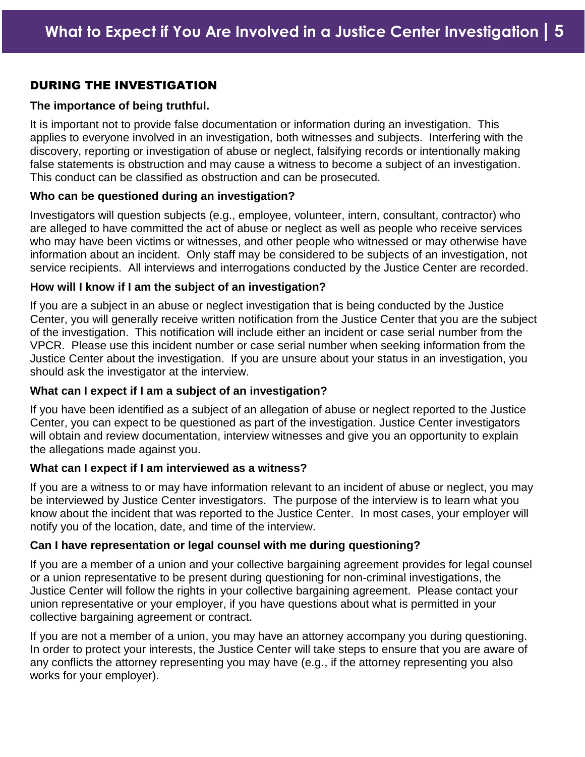## DURING THE INVESTIGATION

**The importance of being truthful.**

It is important not to provide false documentation or information during an investigation. This applies to everyone involved in an investigation, both witnesses and subjects. Interfering with the discovery, reporting or investigation of abuse or neglect, falsifying records or intentionally making false statements is obstruction and may cause a witness to become a subject of an investigation. This conduct can be classified as obstruction and can be prosecuted.

**Who can be questioned during an investigation?**

Investigators will question subjects (e.g., employee, volunteer, intern, consultant, contractor) who are alleged to have committed the act of abuse or neglect as well as people who receive services who may have been victims or witnesses, and other people who witnessed or may otherwise have information about an incident. Only staff may be considered to be subjects of an investigation, not service recipients. All interviews and interrogations conducted by the Justice Center are recorded.

**How will I know if I am the subject of an investigation?**

If you are a subject in an abuse or neglect investigation that is being conducted by the Justice Center, you will generally receive written notification from the Justice Center that you are the subject of the investigation. This notification will include either an incident or case serial number from the VPCR. Please use this incident number or case serial number when seeking information from the Justice Center about the investigation. If you are unsure about your status in an investigation, you should ask the investigator at the interview.

**What can I expect if I am a subject of an investigation?**

If you have been identified as a subject of an allegation of abuse or neglect reported to the Justice Center, you can expect to be questioned as part of the investigation. Justice Center investigators will obtain and review documentation, interview witnesses and give you an opportunity to explain the allegations made against you.

**What can I expect if I am interviewed as a witness?**

If you are a witness to or may have information relevant to an incident of abuse or neglect, you may be interviewed by Justice Center investigators. The purpose of the interview is to learn what you know about the incident that was reported to the Justice Center. In most cases, your employer will notify you of the location, date, and time of the interview.

**Can I have representation or legal counsel with me during questioning?**

If you are a member of a union and your collective bargaining agreement provides for legal counsel or a union representative to be present during questioning for non-criminal investigations, the Justice Center will follow the rights in your collective bargaining agreement. Please contact your union representative or your employer, if you have questions about what is permitted in your collective bargaining agreement or contract.

If you are not a member of a union, you may have an attorney accompany you during questioning. In order to protect your interests, the Justice Center will take steps to ensure that you are aware of any conflicts the attorney representing you may have (e.g., if the attorney representing you also works for your employer).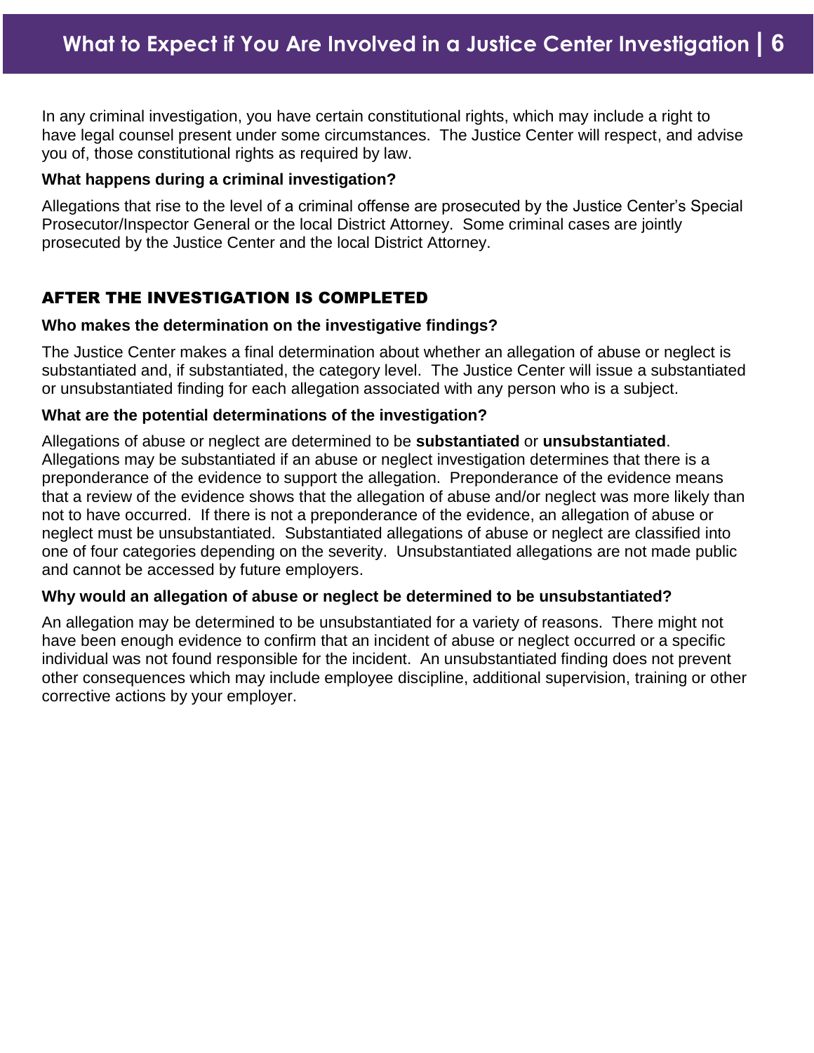In any criminal investigation, you have certain constitutional rights, which may include a right to have legal counsel present under some circumstances. The Justice Center will respect, and advise you of, those constitutional rights as required by law.

**What happens during a criminal investigation?**

Allegations that rise to the level of a criminal offense are prosecuted by the Justice Center's Special Prosecutor/Inspector General or the local District Attorney. Some criminal cases are jointly prosecuted by the Justice Center and the local District Attorney.

## AFTER THE INVESTIGATION IS COMPLETED

**Who makes the determination on the investigative findings?**

The Justice Center makes a final determination about whether an allegation of abuse or neglect is substantiated and, if substantiated, the category level. The Justice Center will issue a substantiated or unsubstantiated finding for each allegation associated with any person who is a subject.

**What are the potential determinations of the investigation?**

Allegations of abuse or neglect are determined to be **substantiated** or **unsubstantiated**. Allegations may be substantiated if an abuse or neglect investigation determines that there is a preponderance of the evidence to support the allegation. Preponderance of the evidence means that a review of the evidence shows that the allegation of abuse and/or neglect was more likely than not to have occurred. If there is not a preponderance of the evidence, an allegation of abuse or neglect must be unsubstantiated. Substantiated allegations of abuse or neglect are classified into one of four categories depending on the severity. Unsubstantiated allegations are not made public and cannot be accessed by future employers.

**Why would an allegation of abuse or neglect be determined to be unsubstantiated?**

An allegation may be determined to be unsubstantiated for a variety of reasons. There might not have been enough evidence to confirm that an incident of abuse or neglect occurred or a specific individual was not found responsible for the incident. An unsubstantiated finding does not prevent other consequences which may include employee discipline, additional supervision, training or other corrective actions by your employer.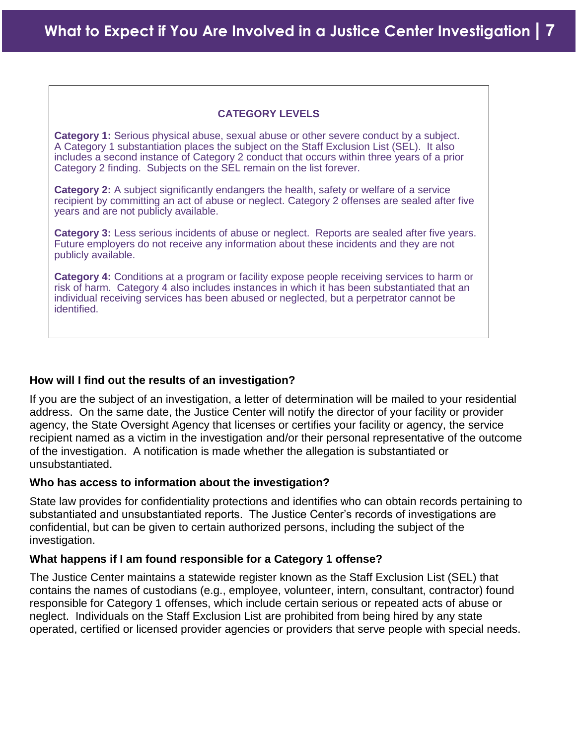### CATEGORY LEVELS

**Category 1:** Serious physical abuse, sexual abuse or other severe conduct by a subject. A Category 1 substantiation places the subject on the Staff Exclusion List (SEL). It also includes a second instance of Category 2 conduct that occurs within three years of a prior Category 2 finding. Subjects on the SEL remain on the list forever.

**Category 2:** A subject significantly endangers the health, safety or welfare of a service recipient by committing an act of abuse or neglect. Category 2 offenses are sealed after five years and are not publicly available.

**Category 3:** Less serious incidents of abuse or neglect. Reports are sealed after five years. Future employers do not receive any information about these incidents and they are not publicly available.

**Category 4:** Conditions at a program or facility expose people receiving services to harm or risk of harm. Category 4 also includes instances in which it has been substantiated that an individual receiving services has been abused or neglected, but a perpetrator cannot be identified.

**How will I find out the results of an investigation?**

If you are the subject of an investigation, a letter of determination will be mailed to your residential address. On the same date, the Justice Center will notify the director of your facility or provider agency, the State Oversight Agency that licenses or certifies your facility or agency, the service recipient named as a victim in the investigation and/or their personal representative of the outcome of the investigation. A notification is made whether the allegation is substantiated or unsubstantiated.

**Who has access to information about the investigation?**

State law provides for confidentiality protections and identifies who can obtain records pertaining to substantiated and unsubstantiated reports. The Justice Center's records of investigations are confidential, but can be given to certain authorized persons, including the subject of the investigation.

**What happens if I am found responsible for a Category 1 offense?**

The Justice Center maintains a statewide register known as the Staff Exclusion List (SEL) that contains the names of custodians (e.g., employee, volunteer, intern, consultant, contractor) found responsible for Category 1 offenses, which include certain serious or repeated acts of abuse or neglect. Individuals on the Staff Exclusion List are prohibited from being hired by any state operated, certified or licensed provider agencies or providers that serve people with special needs.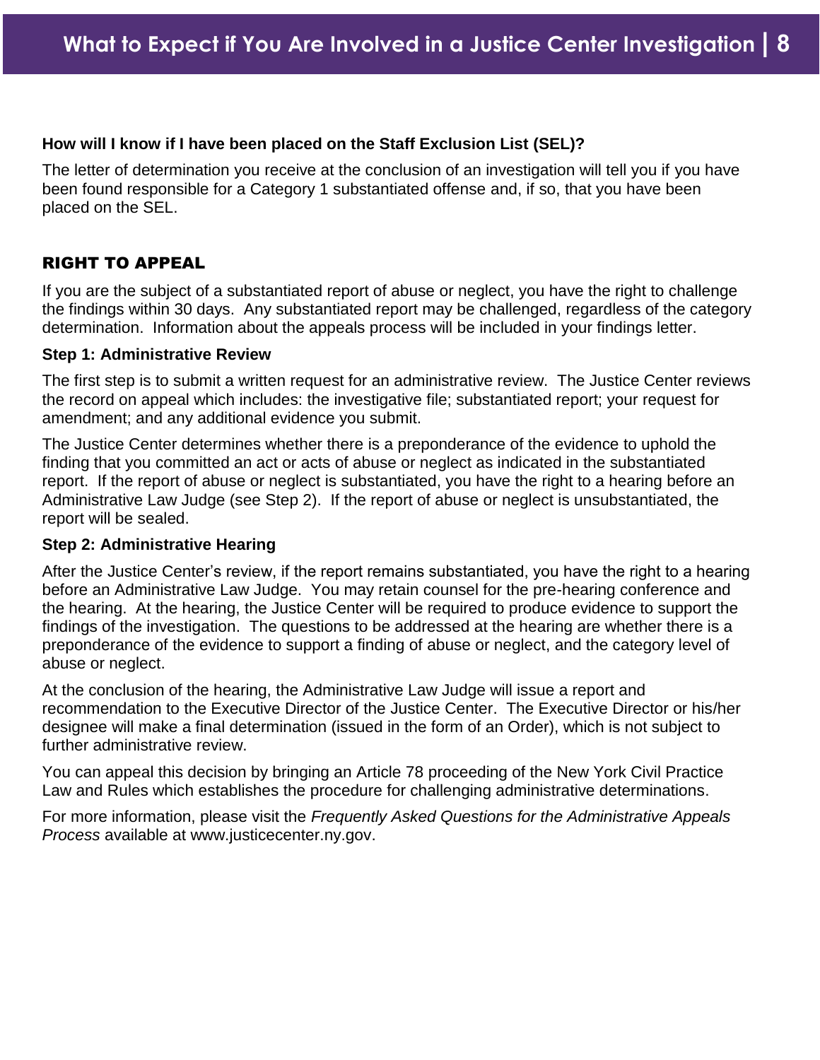### How will I know if I have been placed on the Staff Exclusion List (SEL)?

The letter of determination you receive at the conclusion of an investigation will tell you if you have been found responsible for a Category 1 substantiated offense and, if so, that you have been placed on the SEL.

## RIGHT TO APPEAL

If you are the subject of a substantiated report of abuse or neglect, you have the right to challenge the findings within 30 days. Any substantiated report may be challenged, regardless of the category determination. Information about the appeals process will be included in your findings letter.

### Step 1: Administrative Review

The first step is to submit a written request for an administrative review. The Justice Center reviews the record on appeal which includes: the investigative file; substantiated report; your request for amendment; and any additional evidence you submit.

The Justice Center determines whether there is a preponderance of the evidence to uphold the finding that you committed an act or acts of abuse or neglect as indicated in the substantiated report. If the report of abuse or neglect is substantiated, you have the right to a hearing before an Administrative Law Judge (see Step 2). If the report of abuse or neglect is unsubstantiated, the report will be sealed.

### Step 2: Administrative Hearing

After the Justice Center's review, if the report remains substantiated, you have the right to a hearing before an Administrative Law Judge. You may retain counsel for the pre-hearing conference and the hearing. At the hearing, the Justice Center will be required to produce evidence to support the findings of the investigation. The questions to be addressed at the hearing are whether there is a preponderance of the evidence to support a finding of abuse or neglect, and the category level of abuse or neglect.

At the conclusion of the hearing, the Administrative Law Judge will issue a report and recommendation to the Executive Director of the Justice Center. The Executive Director or his/her designee will make a final determination (issued in the form of an Order), which is not subject to further administrative review.

You can appeal this decision by bringing an Article 78 proceeding of the New York Civil Practice Law and Rules which establishes the procedure for challenging administrative determinations.

For more information, please visit the *Frequently Asked Questions for the Administrative Appeals Process* available at www.justicecenter.ny.gov.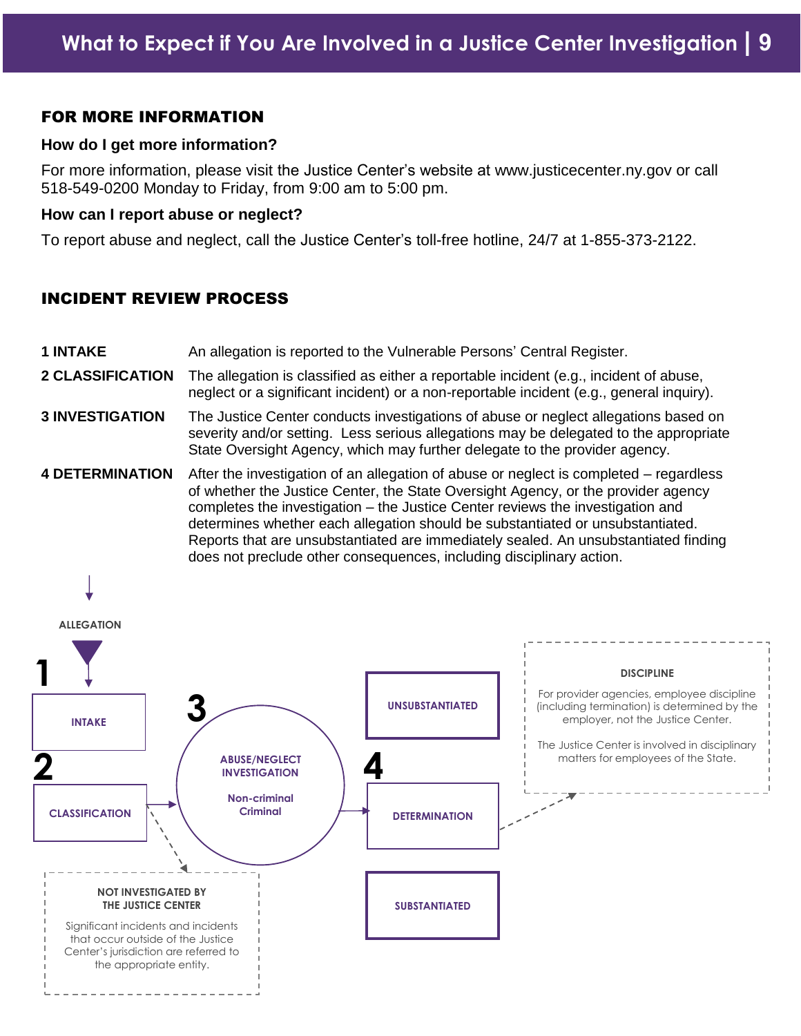## FOR MORE INFORMATION

### How do I get more information?

For more information, please visit the Justice Center's website at www.justicecenter.ny.gov or call 518-549-0200 Monday to Friday, from 9:00 am to 5:00 pm.

### How can I report abuse or neglect?

To report abuse and neglect, call the Justice Center's toll-free hotline, 24/7 at 1-855-373-2122.

## INCIDENT REVIEW PROCESS

**1 INTAKE** An allegation is reported to the Vulnerable Persons' Central Register.

**2 CLASSIFICATION** The allegation is classified as either a reportable incident (e.g., incident of abuse, neglect or a significant incident) or a non-reportable incident (e.g., general inquiry).

**3 INVESTIGATION** The Justice Center conducts investigations of abuse or neglect allegations based on severity and/or setting. Less serious allegations may be delegated to the appropriate State Oversight Agency, which may further delegate to the provider agency.

**4 DETERMINATION** After the investigation of an allegation of abuse or neglect is completed – regardless of whether the Justice Center, the State Oversight Agency, or the provider agency completes the investigation – the Justice Center reviews the investigation and determines whether each allegation should be substantiated or unsubstantiated. Reports that are unsubstantiated are immediately sealed. An unsubstantiated finding does not preclude other consequences, including disciplinary action.

ALLEGATION

1 INTAKE

2 CLASSIFICATION

3 ABUSE/NEGLECT INVESTIGATION
Non-criminal
Criminal

4 DETERMINATION

UNSUBSTANTIATED

SUBSTANTIATED

NOT INVESTIGATED BY THE JUSTICE CENTER
Significant incidents and incidents that occur outside of the Justice Center's jurisdiction are referred to the appropriate entity.

DISCIPLINE
For provider agencies, employee discipline (including termination) is determined by the employer, not the Justice Center.

The Justice Center is involved in disciplinary matters for employees of the State.